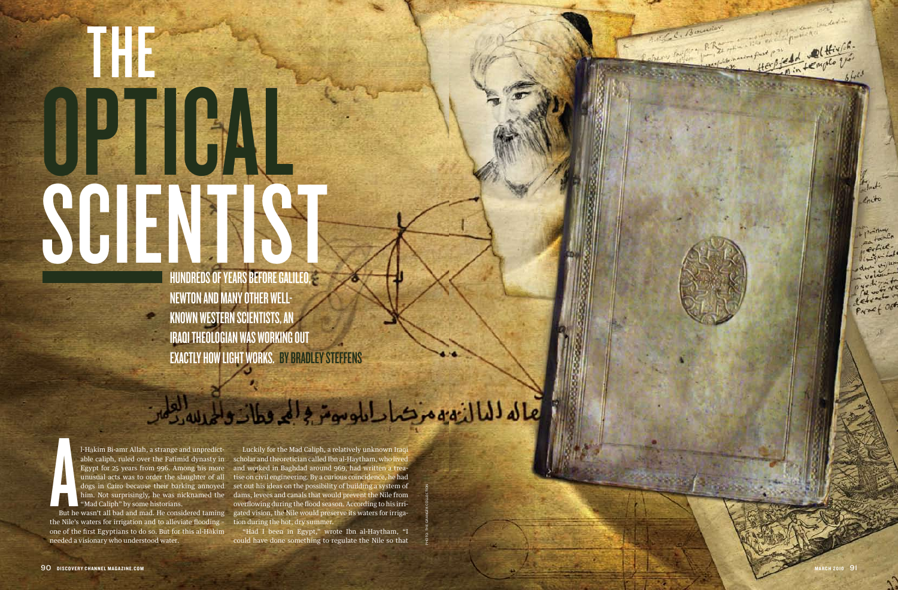# THE OPTICAL SCIENTIST

**HUNDREDS OF YEARS BEFORE GALILEO, NEWTON AND MANY OTHER WELL-KNOWN WESTERN SCIENTISTS, AN IRAQI THEOLOGIAN WAS WORKING OUT EXACTLY HOW LIGHT WORKS.** BY BRADLEY STEFFENS

Al-Hakim Bi-amr Allah, a strange and unpredictable caliph, ruled over the Fatimid dynasty in Egypt for 25 years from 996. Among his more unusual acts was to order the slaughter of all dogs in Cairo because their barking annoyed him. Not surprisingly, he was nicknamed the "Mad Caliph" by some historians.

But he wasn't all bad and mad. He considered taming the Nile's waters for irrigation and to alleviate flooding - one of the first Egyptians to do so. But for this al-Hakim needed a visionary who understood water.

Luckily for the Mad Caliph, a relatively unknown Iraqi scholar and theoretician called Ibn al-Haytham, who lived and worked in Baghdad around 969, had written a treatise on civil engineering. By a curious coincidence, he had set out his ideas on the possibility of building a system of dams, levees and canals that would prevent the Nile from overflowing during the flood season. According to his irrigated vision, the Nile would preserve its waters for irrigation during the hot, dry summer.

"Had I been in Egypt," wrote Ibn al-Haytham, "I could have done something to regulate the Nile so that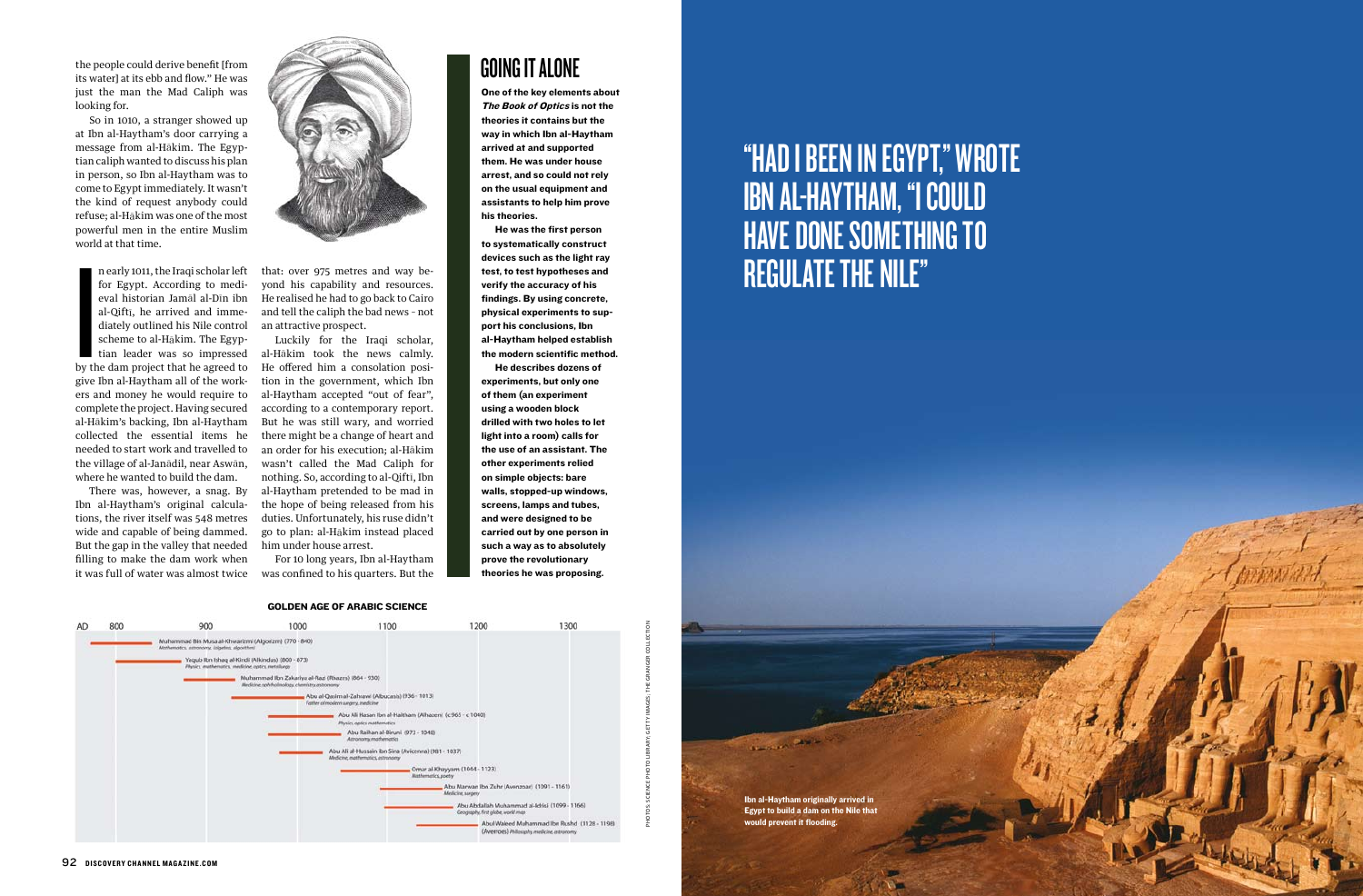the people could derive benefit [from its water] at its ebb and flow." He was just the man the Mad Caliph was looking for.

So in 1010, a stranger showed up at Ibn al-Haytham's door carrying a message from al-Hākim. The Egyptian caliph wanted to discuss his plan in person, so Ibn al-Haytham was to come to Egypt immediately. It wasn't the kind of request anybody could refuse; al-Hākim was one of the most powerful men in the entire Muslim world at that time.

In early 1011, the Iraqi scholar left for Egypt. According to medieval historian Jamāl al-Dīn ibn al-Qiftī, he arrived and immediately outlined his Nile control scheme to al-Hākim. The Egyptian leader was so impressed by the dam project that he agreed to give Ibn al-Haytham all of the workers and money he would require to complete the project. Having secured al-Hākim's backing, Ibn al-Haytham collected the essential items he needed to start work and travelled to the village of al-Janādil, near Aswān, where he wanted to build the dam.

There was, however, a snag. By Ibn al-Haytham's original calculations, the river itself was 548 metres wide and capable of being dammed. But the gap in the valley that needed filling to make the dam work when it was full of water was almost twice that: over 975 metres and way beyond his capability and resources. He realised he had to go back to Cairo and tell the caliph the bad news – not an attractive prospect.

Luckily for the Iraqi scholar, al-Hākim took the news calmly. He offered him a consolation position in the government, which Ibn al-Haytham accepted "out of fear", according to a contemporary report. But he was still wary, and worried there might be a change of heart and an order for his execution; al-Hākim wasn't called the Mad Caliph for nothing. So, according to al-Qiftī, Ibn al-Haytham pretended to be mad in the hope of being released from his duties. Unfortunately, his ruse didn't go to plan: al-Hākim instead placed him under house arrest.

For 10 long years, Ibn al-Haytham was confined to his quarters. But the

## GOING IT ALONE

**One of the key elements about *The Book of Optics* is not the theories it contains but the way in which Ibn al-Haytham arrived at and supported them. He was under house arrest, and so could not rely on the usual equipment and assistants to help him prove his theories.**

**He was the first person to systematically construct devices such as the light ray test, to test hypotheses and verify the accuracy of his findings. By using concrete, physical experiments to support his conclusions, Ibn al-Haytham helped establish the modern scientific method.**

**He describes dozens of experiments, but only one of them (an experiment using a wooden block drilled with two holes to let light into a room) calls for the use of an assistant. The other experiments relied on simple objects: bare walls, stopped-up windows, screens, lamps and tubes, and were designed to be carried out by one person in such a way as to absolutely prove the revolutionary theories he was proposing.**

### GOLDEN AGE OF ARABIC SCIENCE

| Scholar | Dates | Fields |
|---|---|---|
| Muhammad Bin Musa al-Khwarizmi (Algoezm) | (770 - 840) | Mathematics, astronomy, (algebra, algorithm) |
| Yaqub Ibn Ishaq al-Kindi (Alkindus) | (800 - 873) | Physics, mathematics, medicine, optics, metallurgy |
| Muhammad Ibn Zakariya al-Razi (Rhazes) | (864 - 930) | Medicine, ophthalmology, chemistry, astronomy |
| Abu al-Qasim al-Zahrawi (Albucasis) | (936 - 1013) | Father of modern surgery, medicine |
| Abu Ali Hasan Ibn al-Haitham (Alhazen) | (c.965 - c.1040) | Physics, optics, mathematics |
| Abu Raihan al-Biruni | (973 - 1048) | Astronomy, mathematics |
| Abu Ali al-Hussain Ibn Sina (Avicenna) | (981 - 1037) | Medicine, mathematics, astronomy |
| Omar al-Khayyam | (1044 - 1123) | Mathematics, poetry |
| Abu Marwan Ibn Zuhr (Avenzoar) | (1091 - 1161) | Medicine, surgery |
| Abu Abdallah Muhammad al-Idrisi | (1099 - 1166) | Geography, first globe, world map |
| Abul Waleed Muhammad Ibn Rushd (Averroes) | (1128 - 1198) | Philosophy, medicine, astronomy |

## "HAD I BEEN IN EGYPT," WROTE IBN AL-HAYTHAM, "I COULD HAVE DONE SOMETHING TO REGULATE THE NILE"

Ibn al-Haytham originally arrived in Egypt to build a dam on the Nile that would prevent it flooding.

PHOTOS: SCIENCE PHOTO LIBRARY; GETTY IMAGES; THE GRANGER COLLECTION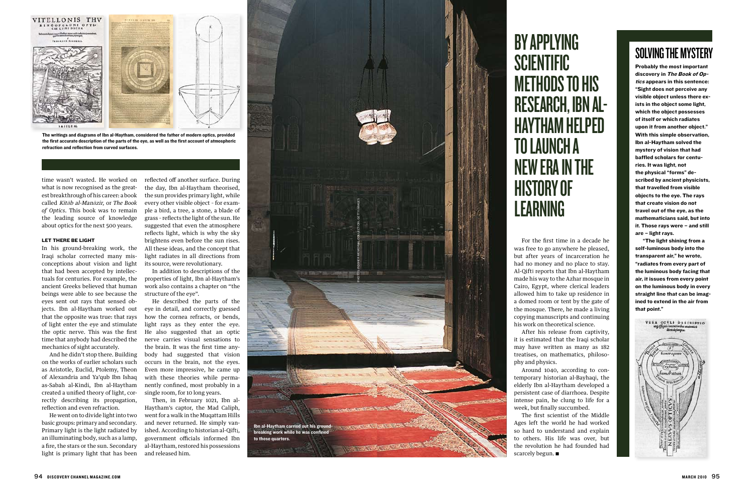The writings and diagrams of Ibn al-Haytham, considered the father of modern optics, provided the first accurate description of the parts of the eye, as well as the first account of atmospheric refraction and reflection from curved surfaces.

time wasn't wasted. He worked on what is now recognised as the greatest breakthrough of his career: a book called *Kitāb al-Manāẓir*, or *The Book of Optics*. This book was to remain the leading source of knowledge about optics for the next 500 years.

### LET THERE BE LIGHT

In his ground-breaking work, the Iraqi scholar corrected many misconceptions about vision and light that had been accepted by intellectuals for centuries. For example, the ancient Greeks believed that human beings were able to see because the eyes sent out rays that sensed objects. Ibn al-Haytham worked out that the opposite was true: that rays of light enter the eye and stimulate the optic nerve. This was the first time that anybody had described the mechanics of sight accurately.

And he didn't stop there. Building on the works of earlier scholars such as Aristotle, Euclid, Ptolemy, Theon of Alexandria and Ya'qub Ibn Ishaq as-Sabah al-Kindi, Ibn al-Haytham created a unified theory of light, correctly describing its propagation, reflection and even refraction.

He went on to divide light into two basic groups: primary and secondary. Primary light is the light radiated by an illuminating body, such as a lamp, a fire, the stars or the sun. Secondary light is primary light that has been reflected off another surface. During the day, Ibn al-Haytham theorised, the sun provides primary light, while every other visible object – for example a bird, a tree, a stone, a blade of grass – reflects the light of the sun. He suggested that even the atmosphere reflects light, which is why the sky brightens even before the sun rises. All these ideas, and the concept that light radiates in all directions from its source, were revolutionary.

In addition to descriptions of the properties of light, Ibn al-Haytham's work also contains a chapter on "the structure of the eye".

He described the parts of the eye in detail, and correctly guessed how the cornea refracts, or bends, light rays as they enter the eye. He also suggested that an optic nerve carries visual sensations to the brain. It was the first time anybody had suggested that vision occurs in the brain, not the eyes. Even more impressive, he came up with these theories while permanently confined, most probably in a single room, for 10 long years.

Then, in February 1021, Ibn al-Haytham's captor, the Mad Caliph, went for a walk in the Muqattam Hills and never returned. He simply vanished. According to historian al-Qifti, government officials informed Ibn al-Haytham, restored his possessions and released him.

Ibn al-Haytham carried out his groundbreaking work while he was confined to these quarters.

## BY APPLYING SCIENTIFIC METHODS TO HIS RESEARCH, IBN AL-HAYTHAM HELPED TO LAUNCH A NEW ERA IN THE HISTORY OF LEARNING

For the first time in a decade he was free to go anywhere he pleased, but after years of incarceration he had no money and no place to stay. Al-Qifti reports that Ibn al-Haytham made his way to the Azhar mosque in Cairo, Egypt, where clerical leaders allowed him to take up residence in a domed room or tent by the gate of the mosque. There, he made a living copying manuscripts and continuing his work on theoretical science.

After his release from captivity, it is estimated that the Iraqi scholar may have written as many as 182 treatises, on mathematics, philosophy and physics.

Around 1040, according to contemporary historian al-Bayhaqi, the elderly Ibn al-Haytham developed a persistent case of diarrhoea. Despite intense pain, he clung to life for a week, but finally succumbed.

The first scientist of the Middle Ages left the world he had worked so hard to understand and explain to others. His life was over, but the revolution he had founded had scarcely begun. ■

## SOLVING THE MYSTERY

**Probably the most important discovery in *The Book of Optics* appears in this sentence: "Sight does not perceive any visible object unless there exists in the object some light, which the object possesses of itself or which radiates upon it from another object." With this simple observation, Ibn al-Haytham solved the mystery of vision that had baffled scholars for centuries. It was light, not the physical "forms" described by ancient physicists, that travelled from visible objects to the eye. The rays that create vision do not travel out of the eye, as the mathematicians said, but into it. Those rays were – and still are – light rays.**

**"The light shining from a self-luminous body into the transparent air," he wrote, "radiates from every part of the luminous body facing that air, it issues from every point on the luminous body in every straight line that can be imagined to extend in the air from that point."**